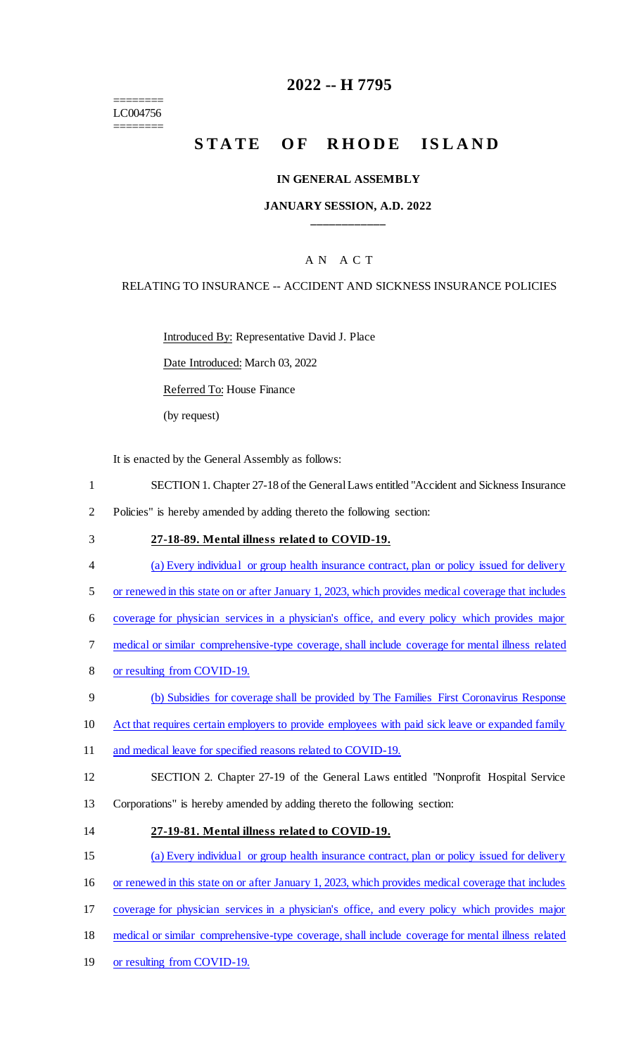========
LC004756
========

# 2022 -- H 7795

## STATE OF RHODE ISLAND

### IN GENERAL ASSEMBLY

### JANUARY SESSION, A.D. 2022

---

A N A C T

RELATING TO INSURANCE -- ACCIDENT AND SICKNESS INSURANCE POLICIES

Introduced By: Representative David J. Place

Date Introduced: March 03, 2022

Referred To: House Finance

(by request)

It is enacted by the General Assembly as follows:

1 SECTION 1. Chapter 27-18 of the General Laws entitled "Accident and Sickness Insurance
2 Policies" is hereby amended by adding thereto the following section:

3 **27-18-89. Mental illness related to COVID-19.**

4 (a) Every individual or group health insurance contract, plan or policy issued for delivery
5 or renewed in this state on or after January 1, 2023, which provides medical coverage that includes
6 coverage for physician services in a physician's office, and every policy which provides major
7 medical or similar comprehensive-type coverage, shall include coverage for mental illness related
8 or resulting from COVID-19.

9 (b) Subsidies for coverage shall be provided by The Families First Coronavirus Response
10 Act that requires certain employers to provide employees with paid sick leave or expanded family
11 and medical leave for specified reasons related to COVID-19.

12 SECTION 2. Chapter 27-19 of the General Laws entitled "Nonprofit Hospital Service
13 Corporations" is hereby amended by adding thereto the following section:

14 **27-19-81. Mental illness related to COVID-19.**

15 (a) Every individual or group health insurance contract, plan or policy issued for delivery
16 or renewed in this state on or after January 1, 2023, which provides medical coverage that includes
17 coverage for physician services in a physician's office, and every policy which provides major
18 medical or similar comprehensive-type coverage, shall include coverage for mental illness related
19 or resulting from COVID-19.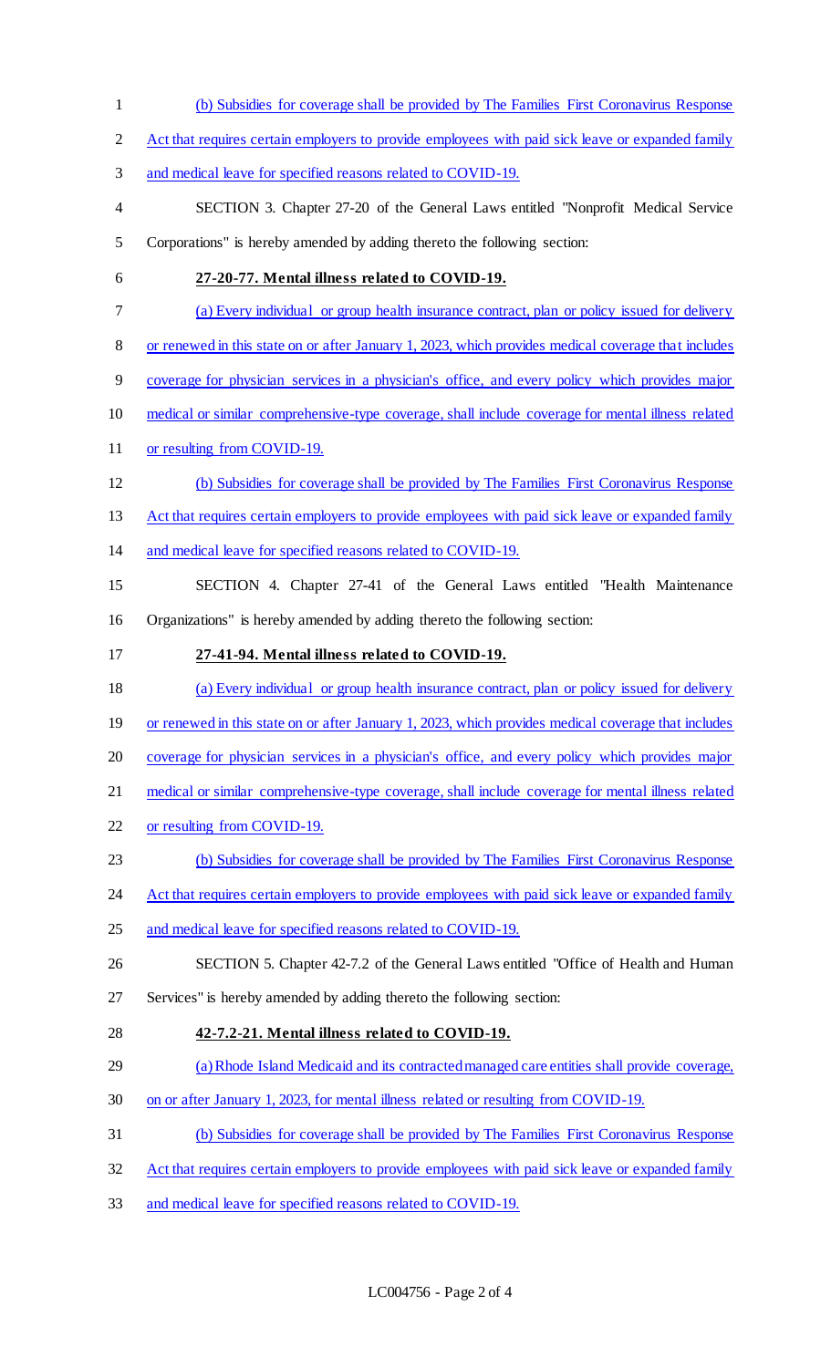(b) Subsidies for coverage shall be provided by The Families First Coronavirus Response Act that requires certain employers to provide employees with paid sick leave or expanded family and medical leave for specified reasons related to COVID-19.

SECTION 3. Chapter 27-20 of the General Laws entitled "Nonprofit Medical Service Corporations" is hereby amended by adding thereto the following section:

**27-20-77. Mental illness related to COVID-19.**

(a) Every individual or group health insurance contract, plan or policy issued for delivery or renewed in this state on or after January 1, 2023, which provides medical coverage that includes coverage for physician services in a physician's office, and every policy which provides major medical or similar comprehensive-type coverage, shall include coverage for mental illness related or resulting from COVID-19.

(b) Subsidies for coverage shall be provided by The Families First Coronavirus Response Act that requires certain employers to provide employees with paid sick leave or expanded family and medical leave for specified reasons related to COVID-19.

SECTION 4. Chapter 27-41 of the General Laws entitled "Health Maintenance Organizations" is hereby amended by adding thereto the following section:

**27-41-94. Mental illness related to COVID-19.**

(a) Every individual or group health insurance contract, plan or policy issued for delivery or renewed in this state on or after January 1, 2023, which provides medical coverage that includes coverage for physician services in a physician's office, and every policy which provides major medical or similar comprehensive-type coverage, shall include coverage for mental illness related or resulting from COVID-19.

(b) Subsidies for coverage shall be provided by The Families First Coronavirus Response Act that requires certain employers to provide employees with paid sick leave or expanded family and medical leave for specified reasons related to COVID-19.

SECTION 5. Chapter 42-7.2 of the General Laws entitled "Office of Health and Human Services" is hereby amended by adding thereto the following section:

**42-7.2-21. Mental illness related to COVID-19.**

(a) Rhode Island Medicaid and its contracted managed care entities shall provide coverage, on or after January 1, 2023, for mental illness related or resulting from COVID-19.

(b) Subsidies for coverage shall be provided by The Families First Coronavirus Response Act that requires certain employers to provide employees with paid sick leave or expanded family and medical leave for specified reasons related to COVID-19.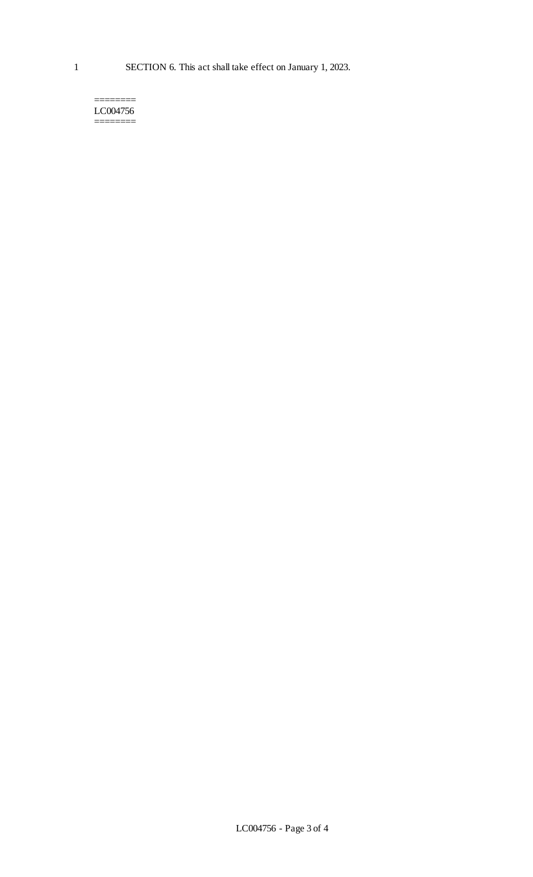SECTION 6. This act shall take effect on January 1, 2023.

========
LC004756
========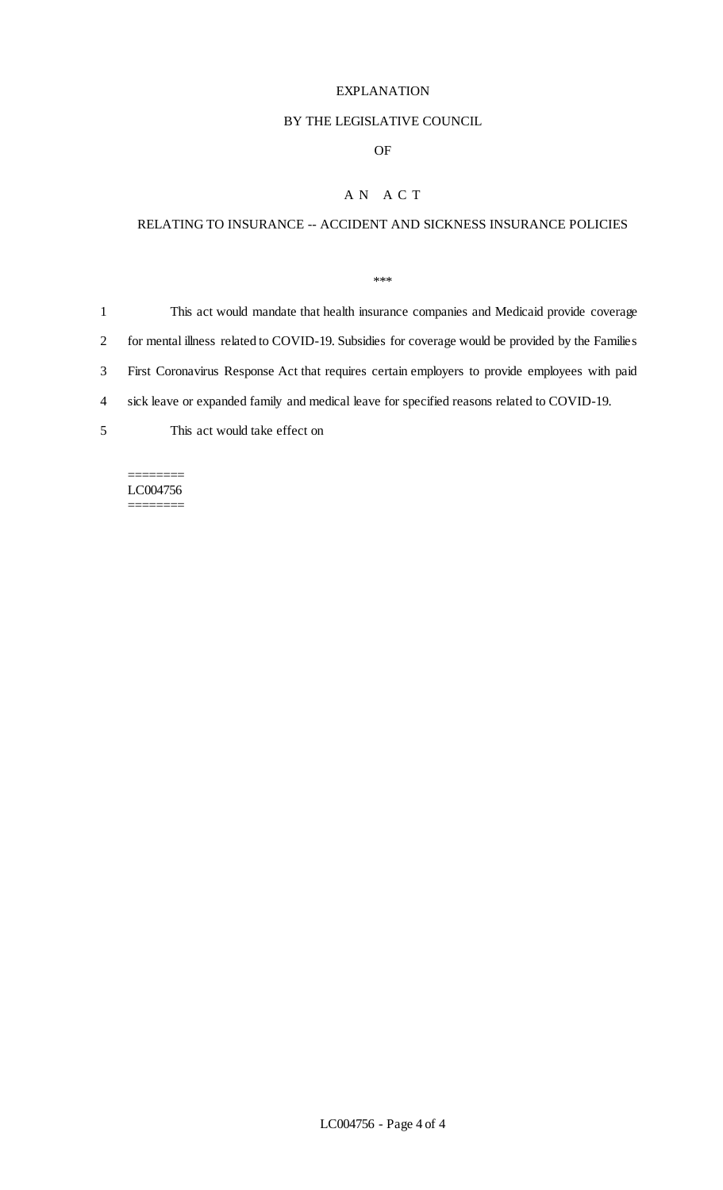EXPLANATION

BY THE LEGISLATIVE COUNCIL

OF

A N A C T

RELATING TO INSURANCE -- ACCIDENT AND SICKNESS INSURANCE POLICIES

\*\*\*

1 This act would mandate that health insurance companies and Medicaid provide coverage
2 for mental illness related to COVID-19. Subsidies for coverage would be provided by the Families
3 First Coronavirus Response Act that requires certain employers to provide employees with paid
4 sick leave or expanded family and medical leave for specified reasons related to COVID-19.
5 This act would take effect on

========
LC004756
========